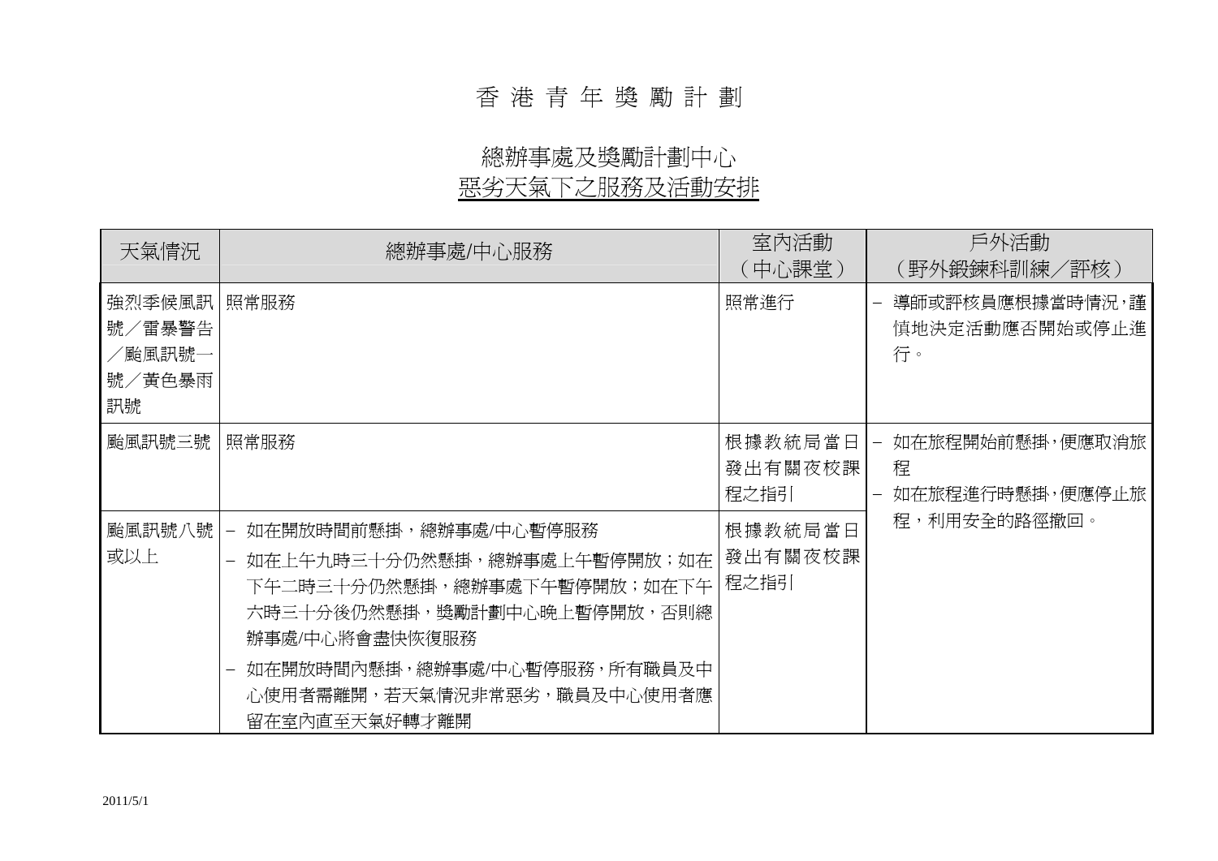# 香 港 青 年 獎 勵 計 劃

## 總辦事處及獎勵計劃中心
## 惡劣天氣下之服務及活動安排

| 天氣情況 | 總辦事處/中心服務 | 室內活動（中心課堂） | 戶外活動（野外鍛鍊科訓練／評核） |
|---|---|---|---|
| 強烈季候風訊號／雷暴警告／颱風訊號一號／黃色暴雨訊號 | 照常服務 | 照常進行 | – 導師或評核員應根據當時情況，謹慎地決定活動應否開始或停止進行。 |
| 颱風訊號三號 | 照常服務 | 根據教統局當日發出有關夜校課程之指引 | – 如在旅程開始前懸掛，便應取消旅程<br>– 如在旅程進行時懸掛，便應停止旅程，利用安全的路徑撤回。 |
| 颱風訊號八號或以上 | – 如在開放時間前懸掛，總辦事處/中心暫停服務<br>– 如在上午九時三十分仍然懸掛，總辦事處上午暫停開放；如在下午二時三十分仍然懸掛，總辦事處下午暫停開放；如在下午六時三十分後仍然懸掛，獎勵計劃中心晚上暫停開放，否則總辦事處/中心將會盡快恢復服務<br>– 如在開放時間內懸掛，總辦事處/中心暫停服務，所有職員及中心使用者需離開，若天氣情況非常惡劣，職員及中心使用者應留在室內直至天氣好轉才離開 | 根據教統局當日發出有關夜校課程之指引 | |

2011/5/1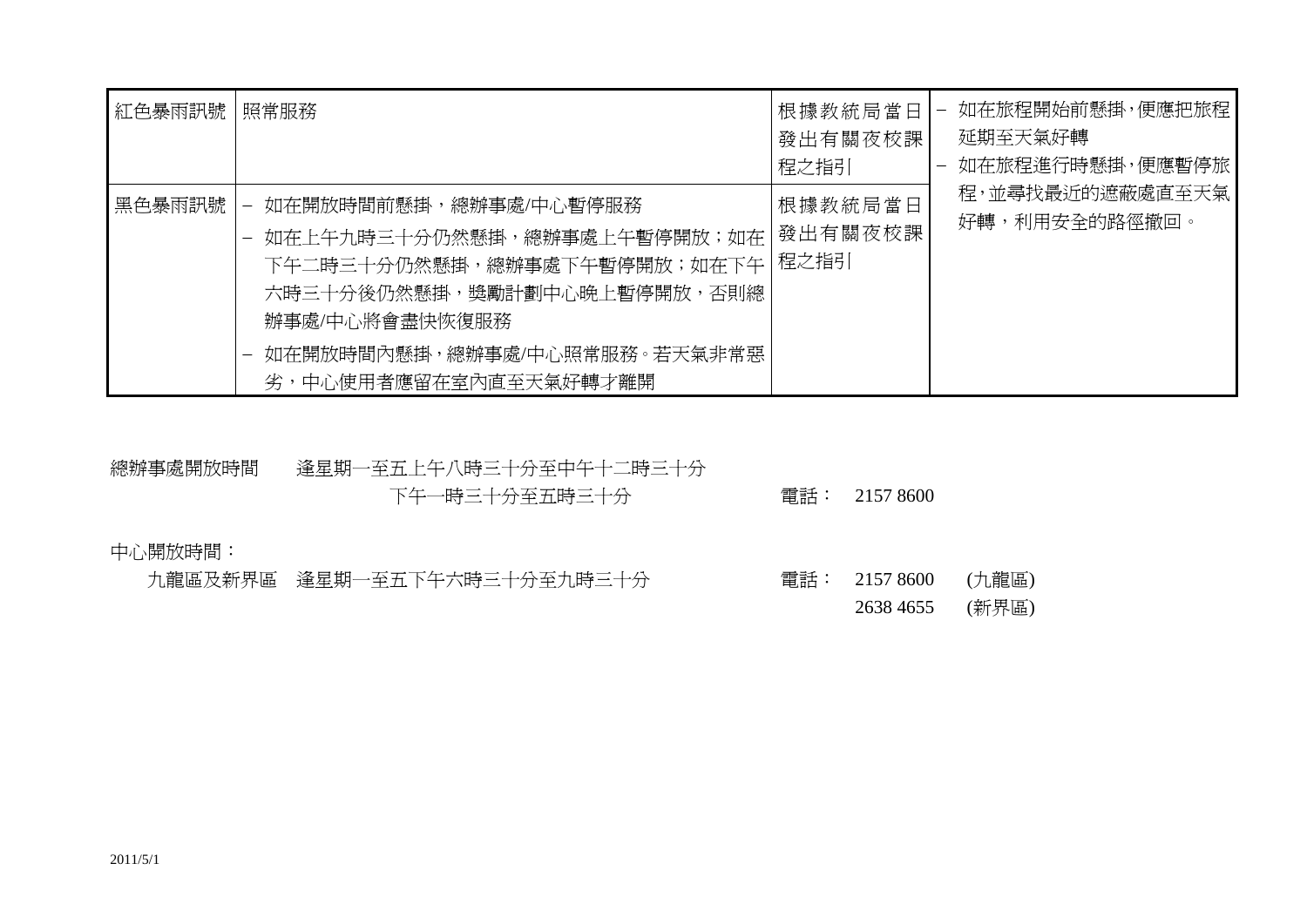| | | | |
|---|---|---|---|
| 紅色暴雨訊號 | 照常服務 | 根據教統局當日發出有關夜校課程之指引 | – 如在旅程開始前懸掛，便應把旅程延期至天氣好轉<br>– 如在旅程進行時懸掛，便應暫停旅程，並尋找最近的遮蔽處直至天氣好轉，利用安全的路徑撤回。 |
| 黑色暴雨訊號 | – 如在開放時間前懸掛，總辦事處/中心暫停服務<br>– 如在上午九時三十分仍然懸掛，總辦事處上午暫停開放；如在下午二時三十分仍然懸掛，總辦事處下午暫停開放；如在下午六時三十分後仍然懸掛，獎勵計劃中心晚上暫停開放，否則總辦事處/中心將會盡快恢復服務<br>– 如在開放時間內懸掛，總辦事處/中心照常服務。若天氣非常惡劣，中心使用者應留在室內直至天氣好轉才離開 | 根據教統局當日發出有關夜校課程之指引 | |

總辦事處開放時間　逢星期一至五上午八時三十分至中午十二時三十分
下午一時三十分至五時三十分　電話：2157 8600

中心開放時間：

九龍區及新界區　逢星期一至五下午六時三十分至九時三十分　電話：2157 8600 (九龍區)
2638 4655 (新界區)

2011/5/1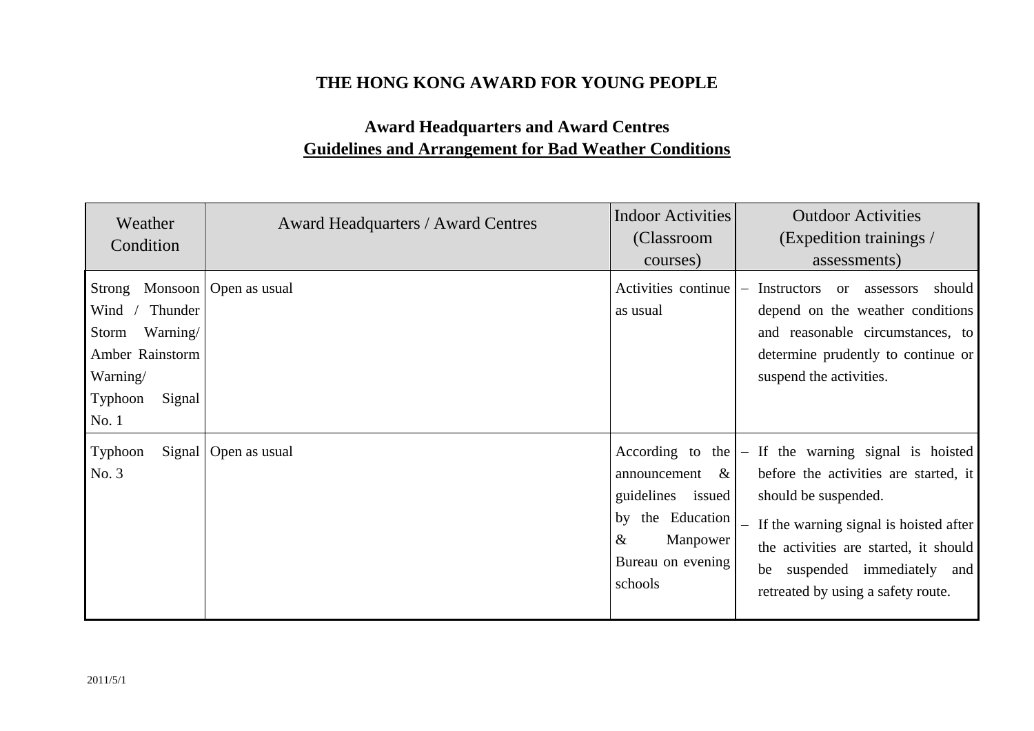# THE HONG KONG AWARD FOR YOUNG PEOPLE

## Award Headquarters and Award Centres

## Guidelines and Arrangement for Bad Weather Conditions

| Weather Condition | Award Headquarters / Award Centres | Indoor Activities (Classroom courses) | Outdoor Activities (Expedition trainings / assessments) |
|---|---|---|---|
| Strong Monsoon Wind / Thunder Storm Warning/ Amber Rainstorm Warning/ Typhoon Signal No. 1 | Open as usual | Activities continue as usual | – Instructors or assessors should depend on the weather conditions and reasonable circumstances, to determine prudently to continue or suspend the activities. |
| Typhoon Signal No. 3 | Open as usual | According to the announcement & guidelines issued by the Education & Manpower Bureau on evening schools | – If the warning signal is hoisted before the activities are started, it should be suspended.<br>– If the warning signal is hoisted after the activities are started, it should be suspended immediately and retreated by using a safety route. |

2011/5/1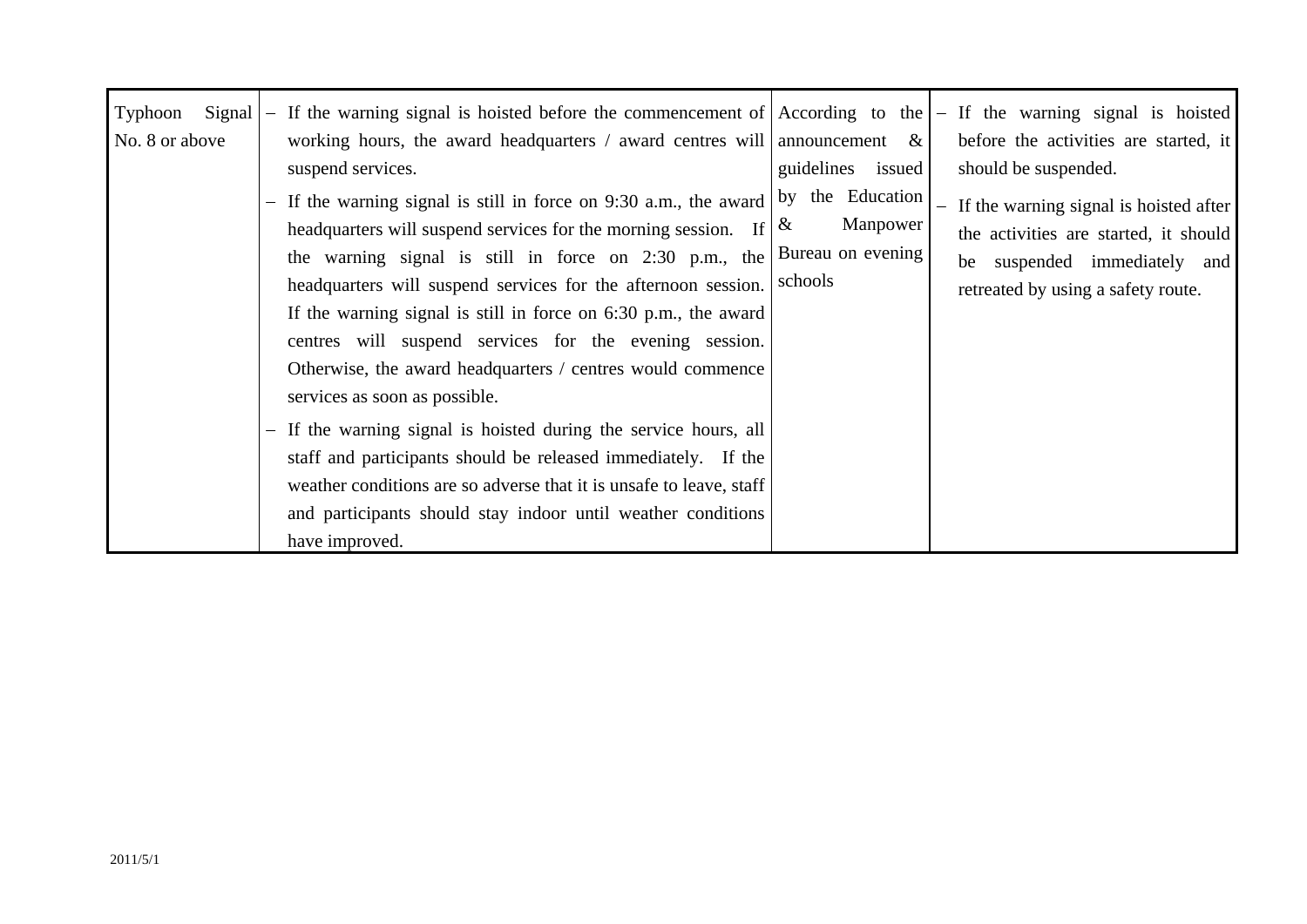| | | | |
|---|---|---|---|
| Typhoon Signal No. 8 or above | – If the warning signal is hoisted before the commencement of working hours, the award headquarters / award centres will suspend services.<br>– If the warning signal is still in force on 9:30 a.m., the award headquarters will suspend services for the morning session. If the warning signal is still in force on 2:30 p.m., the headquarters will suspend services for the afternoon session. If the warning signal is still in force on 6:30 p.m., the award centres will suspend services for the evening session. Otherwise, the award headquarters / centres would commence services as soon as possible.<br>– If the warning signal is hoisted during the service hours, all staff and participants should be released immediately. If the weather conditions are so adverse that it is unsafe to leave, staff and participants should stay indoor until weather conditions have improved. | According to the announcement & guidelines issued by the Education & Manpower Bureau on evening schools | – If the warning signal is hoisted before the activities are started, it should be suspended.<br>– If the warning signal is hoisted after the activities are started, it should be suspended immediately and retreated by using a safety route. |

2011/5/1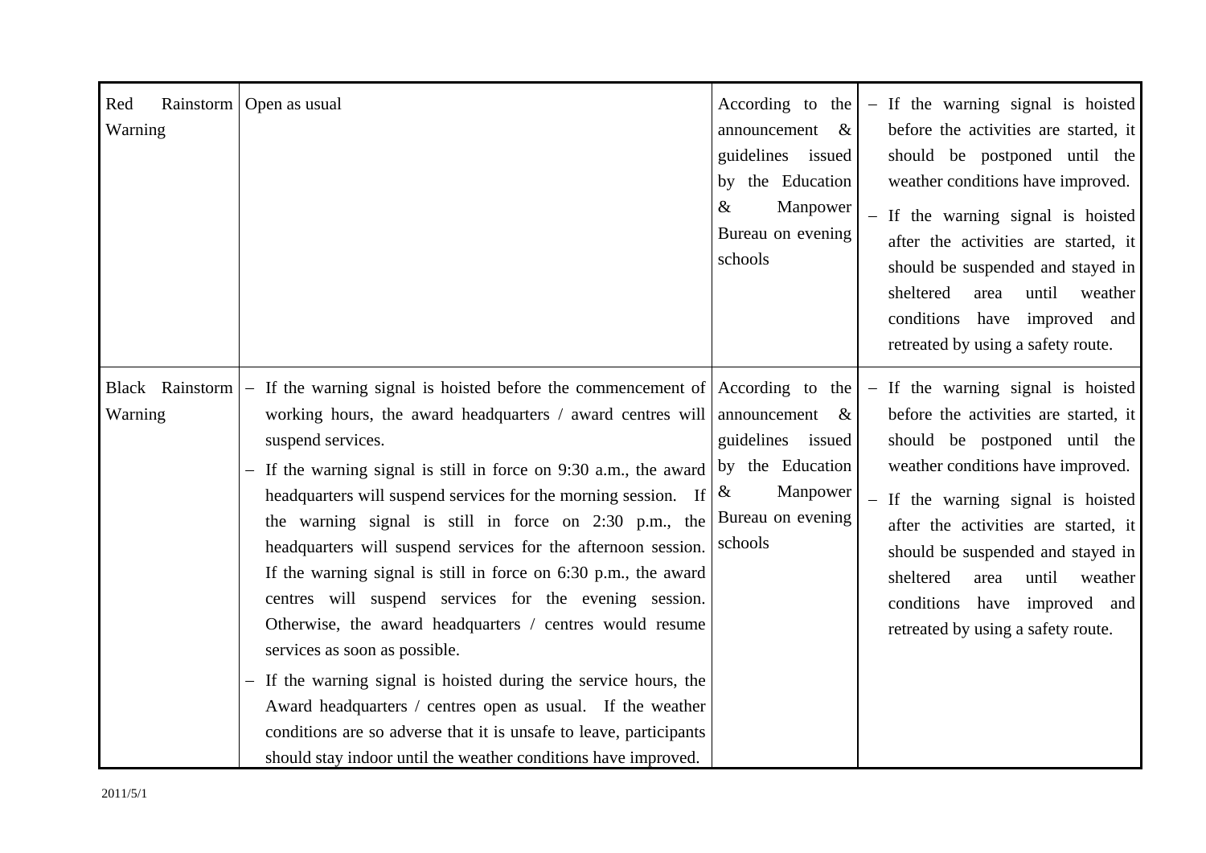| | | | |
|---|---|---|---|
| Red Rainstorm Warning | Open as usual | According to the announcement & guidelines issued by the Education & Manpower Bureau on evening schools | – If the warning signal is hoisted before the activities are started, it should be postponed until the weather conditions have improved.<br>– If the warning signal is hoisted after the activities are started, it should be suspended and stayed in sheltered area until weather conditions have improved and retreated by using a safety route. |
| Black Rainstorm Warning | – If the warning signal is hoisted before the commencement of working hours, the award headquarters / award centres will suspend services.<br>– If the warning signal is still in force on 9:30 a.m., the award headquarters will suspend services for the morning session. If the warning signal is still in force on 2:30 p.m., the headquarters will suspend services for the afternoon session. If the warning signal is still in force on 6:30 p.m., the award centres will suspend services for the evening session. Otherwise, the award headquarters / centres would resume services as soon as possible.<br>– If the warning signal is hoisted during the service hours, the Award headquarters / centres open as usual. If the weather conditions are so adverse that it is unsafe to leave, participants should stay indoor until the weather conditions have improved. | According to the announcement & guidelines issued by the Education & Manpower Bureau on evening schools | – If the warning signal is hoisted before the activities are started, it should be postponed until the weather conditions have improved.<br>– If the warning signal is hoisted after the activities are started, it should be suspended and stayed in sheltered area until weather conditions have improved and retreated by using a safety route. |

2011/5/1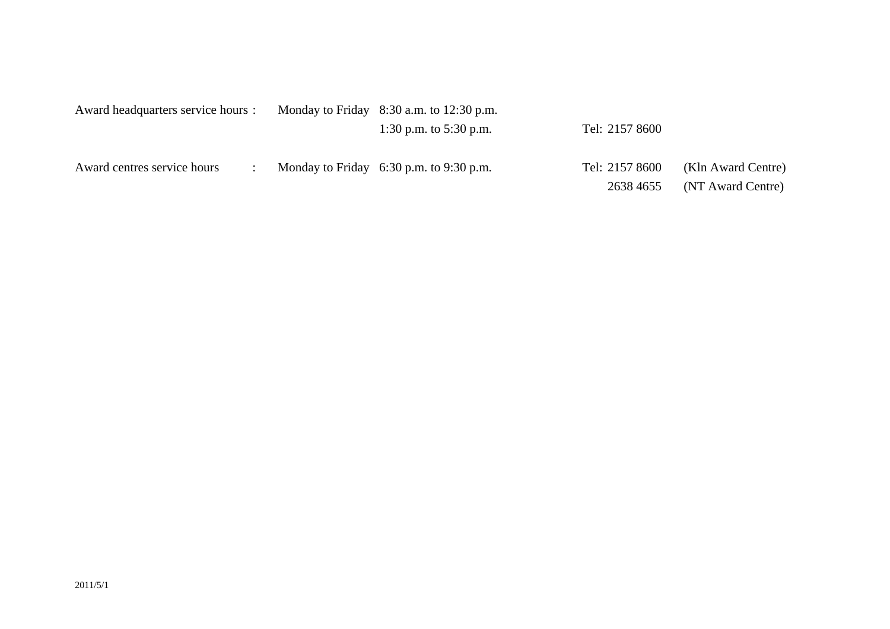| | | | | | |
|---|---|---|---|---|---|
| Award headquarters service hours： | Monday to Friday | 8:30 a.m. to 12:30 p.m. | | | |
| | | 1:30 p.m. to 5:30 p.m. | Tel: | 2157 8600 | |
| Award centres service hours : | Monday to Friday | 6:30 p.m. to 9:30 p.m. | Tel: | 2157 8600 | (Kln Award Centre) |
| | | | | 2638 4655 | (NT Award Centre) |

2011/5/1